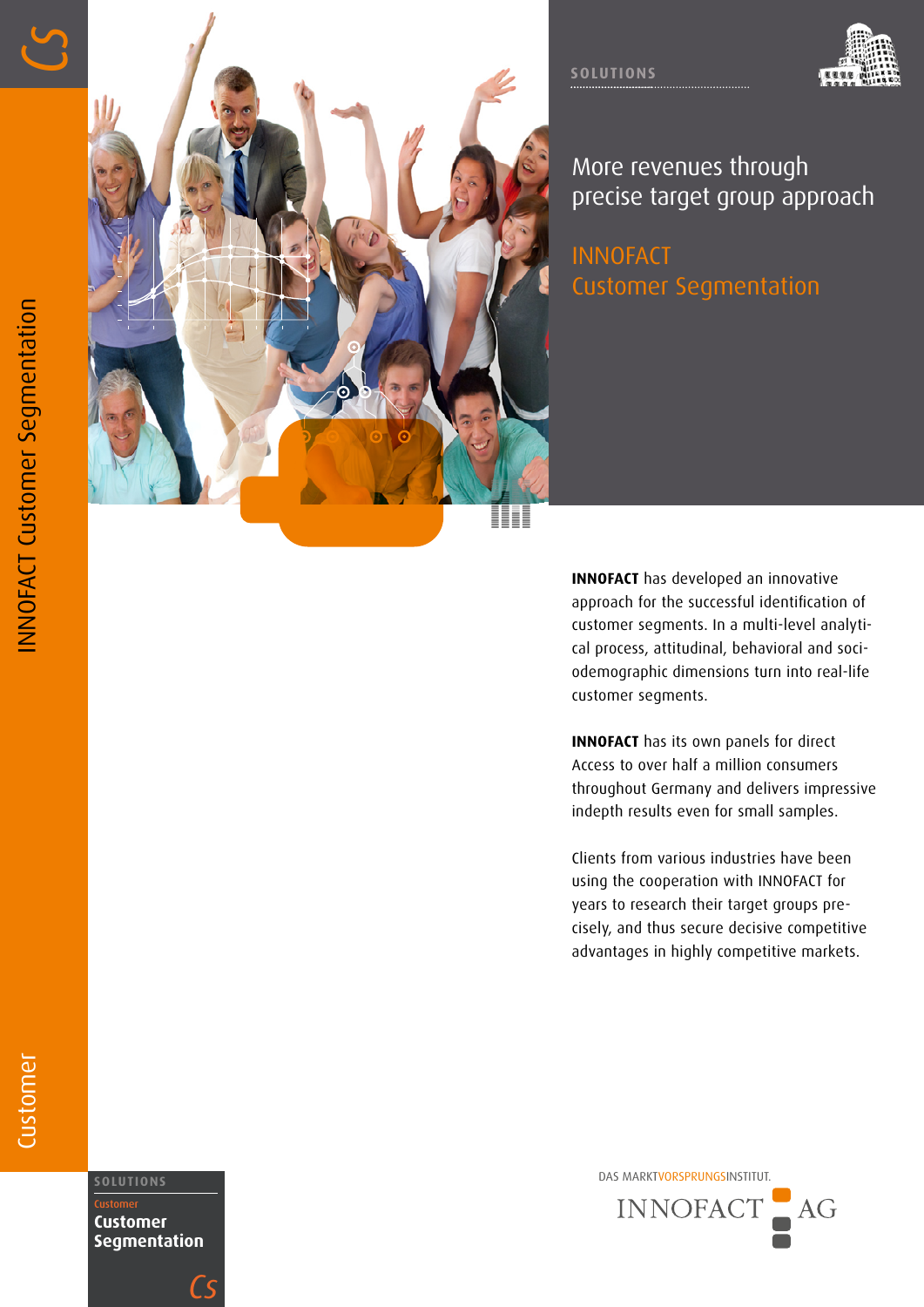SOLUTIONS

# More revenues through precise target group approach

## INNOFACT Customer Segmentation

**INNOFACT** has developed an innovative approach for the successful identification of customer segments. In a multi-level analytical process, attitudinal, behavioral and sociodemographic dimensions turn into real-life customer segments.

**INNOFACT** has its own panels for direct Access to over half a million consumers throughout Germany and delivers impressive indepth results even for small samples.

Clients from various industries have been using the cooperation with INNOFACT for years to research their target groups precisely, and thus secure decisive competitive advantages in highly competitive markets.

SOLUTIONS

Customer

**Customer Segmentation**

DAS MARKTVORSPRUNGSINSTITUT.

INNOFACT AG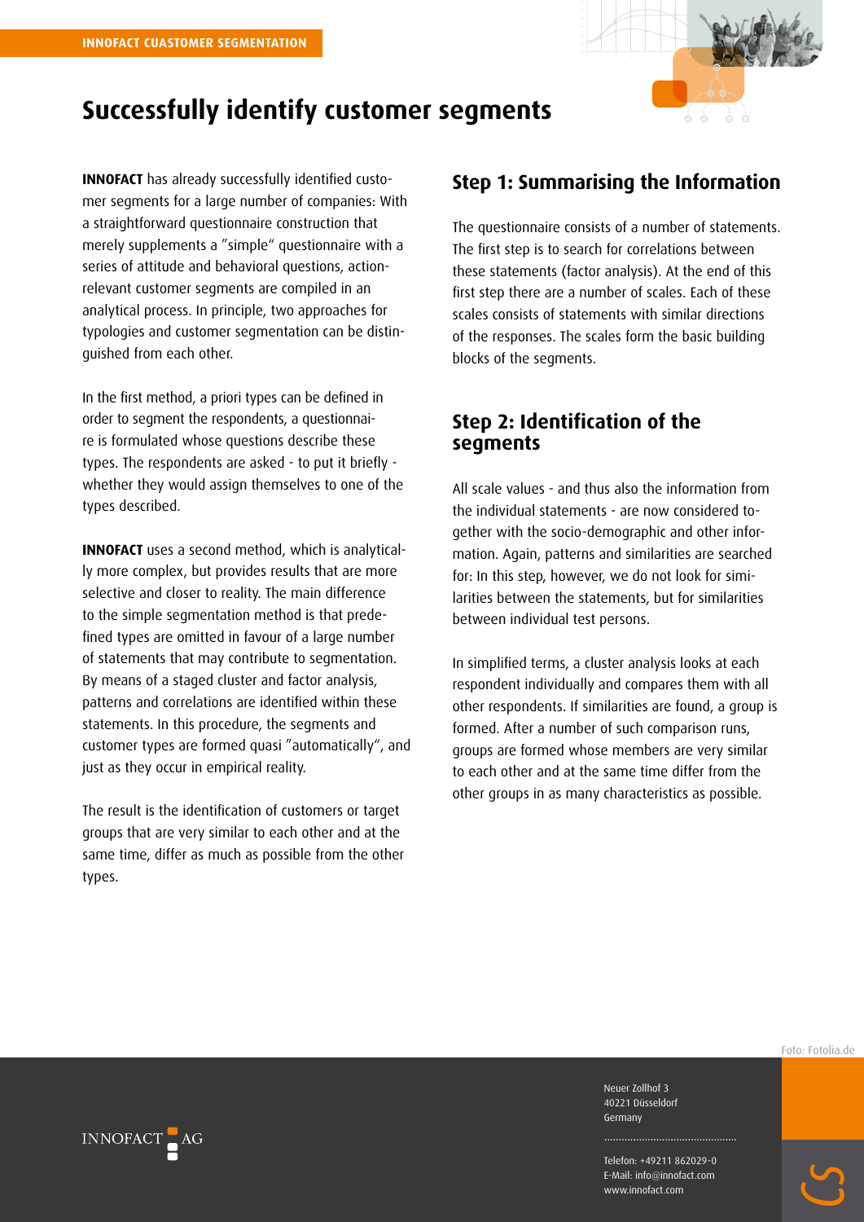INNOFACT CUASTOMER SEGMENTATION

# Successfully identify customer segments

**INNOFACT** has already successfully identified customer segments for a large number of companies: With a straightforward questionnaire construction that merely supplements a "simple" questionnaire with a series of attitude and behavioral questions, action-relevant customer segments are compiled in an analytical process. In principle, two approaches for typologies and customer segmentation can be distinguished from each other.

In the first method, a priori types can be defined in order to segment the respondents, a questionnaire is formulated whose questions describe these types. The respondents are asked - to put it briefly - whether they would assign themselves to one of the types described.

**INNOFACT** uses a second method, which is analytically more complex, but provides results that are more selective and closer to reality. The main difference to the simple segmentation method is that predefined types are omitted in favour of a large number of statements that may contribute to segmentation. By means of a staged cluster and factor analysis, patterns and correlations are identified within these statements. In this procedure, the segments and customer types are formed quasi "automatically", and just as they occur in empirical reality.

The result is the identification of customers or target groups that are very similar to each other and at the same time, differ as much as possible from the other types.

## Step 1: Summarising the Information

The questionnaire consists of a number of statements. The first step is to search for correlations between these statements (factor analysis). At the end of this first step there are a number of scales. Each of these scales consists of statements with similar directions of the responses. The scales form the basic building blocks of the segments.

## Step 2: Identification of the segments

All scale values - and thus also the information from the individual statements - are now considered together with the socio-demographic and other information. Again, patterns and similarities are searched for: In this step, however, we do not look for similarities between the statements, but for similarities between individual test persons.

In simplified terms, a cluster analysis looks at each respondent individually and compares them with all other respondents. If similarities are found, a group is formed. After a number of such comparison runs, groups are formed whose members are very similar to each other and at the same time differ from the other groups in as many characteristics as possible.

Foto: Fotolia.de

INNOFACT AG

Neuer Zollhof 3
40221 Düsseldorf
Germany

Telefon: +49211 862029-0
E-Mail: info@innofact.com
www.innofact.com